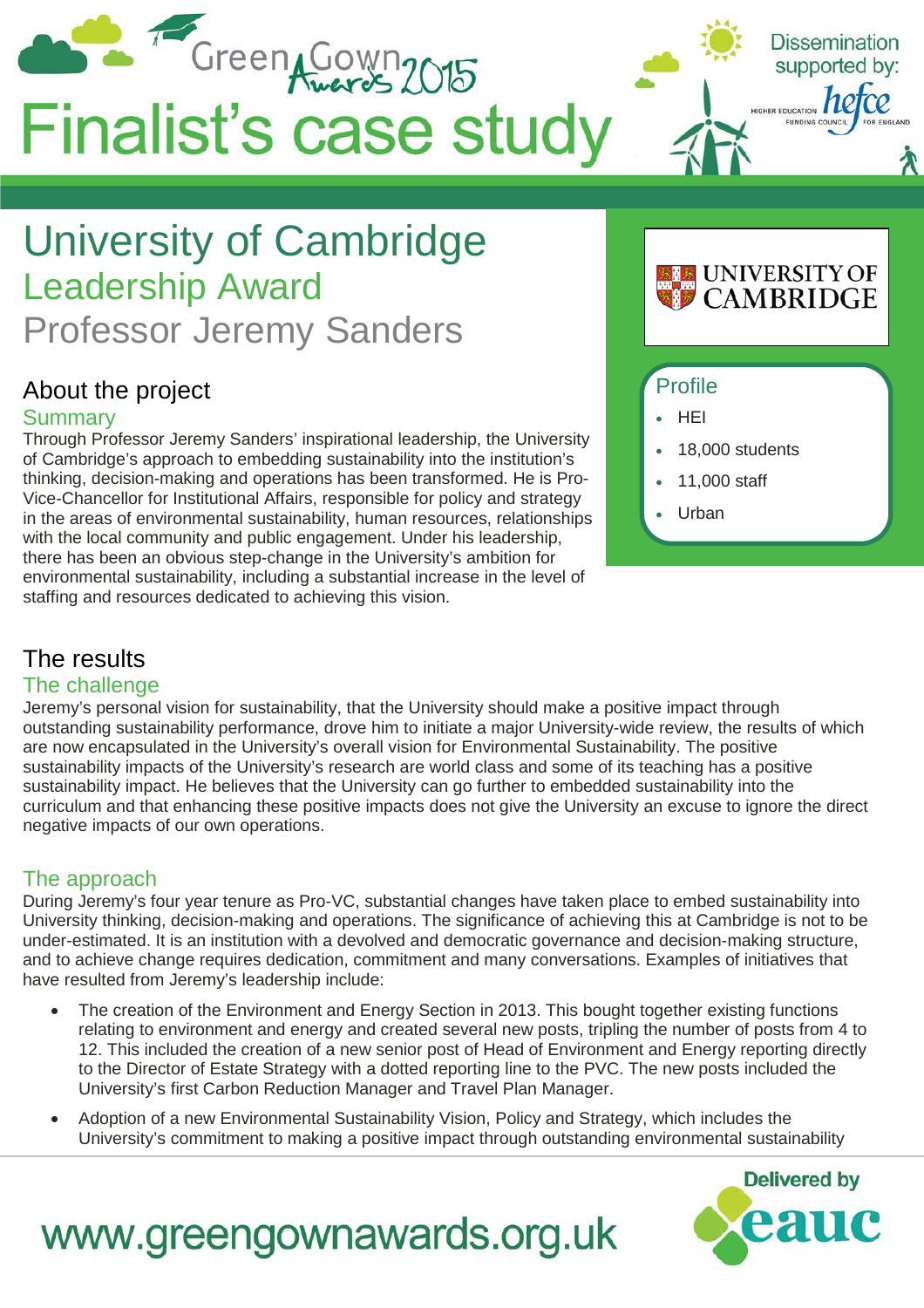# Green Gown Awards 2015

# Finalist's case study

Dissemination supported by: hefce – Higher Education Funding Council for England

# University of Cambridge

## Leadership Award

## Professor Jeremy Sanders

UNIVERSITY OF CAMBRIDGE

### Profile

- HEI
- 18,000 students
- 11,000 staff
- Urban

## About the project

### Summary

Through Professor Jeremy Sanders' inspirational leadership, the University of Cambridge's approach to embedding sustainability into the institution's thinking, decision-making and operations has been transformed. He is Pro-Vice-Chancellor for Institutional Affairs, responsible for policy and strategy in the areas of environmental sustainability, human resources, relationships with the local community and public engagement. Under his leadership, there has been an obvious step-change in the University's ambition for environmental sustainability, including a substantial increase in the level of staffing and resources dedicated to achieving this vision.

## The results

### The challenge

Jeremy's personal vision for sustainability, that the University should make a positive impact through outstanding sustainability performance, drove him to initiate a major University-wide review, the results of which are now encapsulated in the University's overall vision for Environmental Sustainability. The positive sustainability impacts of the University's research are world class and some of its teaching has a positive sustainability impact. He believes that the University can go further to embedded sustainability into the curriculum and that enhancing these positive impacts does not give the University an excuse to ignore the direct negative impacts of our own operations.

### The approach

During Jeremy's four year tenure as Pro-VC, substantial changes have taken place to embed sustainability into University thinking, decision-making and operations. The significance of achieving this at Cambridge is not to be under-estimated. It is an institution with a devolved and democratic governance and decision-making structure, and to achieve change requires dedication, commitment and many conversations. Examples of initiatives that have resulted from Jeremy's leadership include:

- The creation of the Environment and Energy Section in 2013. This bought together existing functions relating to environment and energy and created several new posts, tripling the number of posts from 4 to 12. This included the creation of a new senior post of Head of Environment and Energy reporting directly to the Director of Estate Strategy with a dotted reporting line to the PVC. The new posts included the University's first Carbon Reduction Manager and Travel Plan Manager.
- Adoption of a new Environmental Sustainability Vision, Policy and Strategy, which includes the University's commitment to making a positive impact through outstanding environmental sustainability

www.greengownawards.org.uk

Delivered by eauc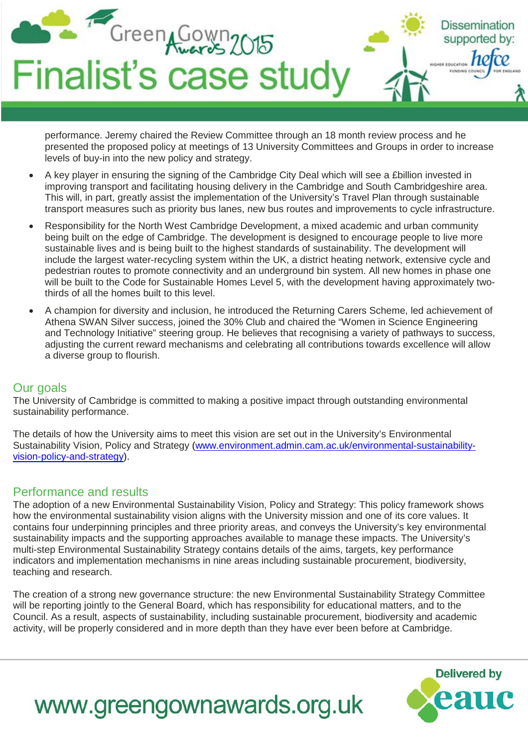performance. Jeremy chaired the Review Committee through an 18 month review process and he presented the proposed policy at meetings of 13 University Committees and Groups in order to increase levels of buy-in into the new policy and strategy.

- A key player in ensuring the signing of the Cambridge City Deal which will see a £billion invested in improving transport and facilitating housing delivery in the Cambridge and South Cambridgeshire area. This will, in part, greatly assist the implementation of the University's Travel Plan through sustainable transport measures such as priority bus lanes, new bus routes and improvements to cycle infrastructure.
- Responsibility for the North West Cambridge Development, a mixed academic and urban community being built on the edge of Cambridge. The development is designed to encourage people to live more sustainable lives and is being built to the highest standards of sustainability. The development will include the largest water-recycling system within the UK, a district heating network, extensive cycle and pedestrian routes to promote connectivity and an underground bin system. All new homes in phase one will be built to the Code for Sustainable Homes Level 5, with the development having approximately two-thirds of all the homes built to this level.
- A champion for diversity and inclusion, he introduced the Returning Carers Scheme, led achievement of Athena SWAN Silver success, joined the 30% Club and chaired the "Women in Science Engineering and Technology Initiative" steering group. He believes that recognising a variety of pathways to success, adjusting the current reward mechanisms and celebrating all contributions towards excellence will allow a diverse group to flourish.

## Our goals

The University of Cambridge is committed to making a positive impact through outstanding environmental sustainability performance.

The details of how the University aims to meet this vision are set out in the University's Environmental Sustainability Vision, Policy and Strategy ([www.environment.admin.cam.ac.uk/environmental-sustainability-vision-policy-and-strategy](www.environment.admin.cam.ac.uk/environmental-sustainability-vision-policy-and-strategy)).

## Performance and results

The adoption of a new Environmental Sustainability Vision, Policy and Strategy: This policy framework shows how the environmental sustainability vision aligns with the University mission and one of its core values. It contains four underpinning principles and three priority areas, and conveys the University's key environmental sustainability impacts and the supporting approaches available to manage these impacts. The University's multi-step Environmental Sustainability Strategy contains details of the aims, targets, key performance indicators and implementation mechanisms in nine areas including sustainable procurement, biodiversity, teaching and research.

The creation of a strong new governance structure: the new Environmental Sustainability Strategy Committee will be reporting jointly to the General Board, which has responsibility for educational matters, and to the Council. As a result, aspects of sustainability, including sustainable procurement, biodiversity and academic activity, will be properly considered and in more depth than they have ever been before at Cambridge.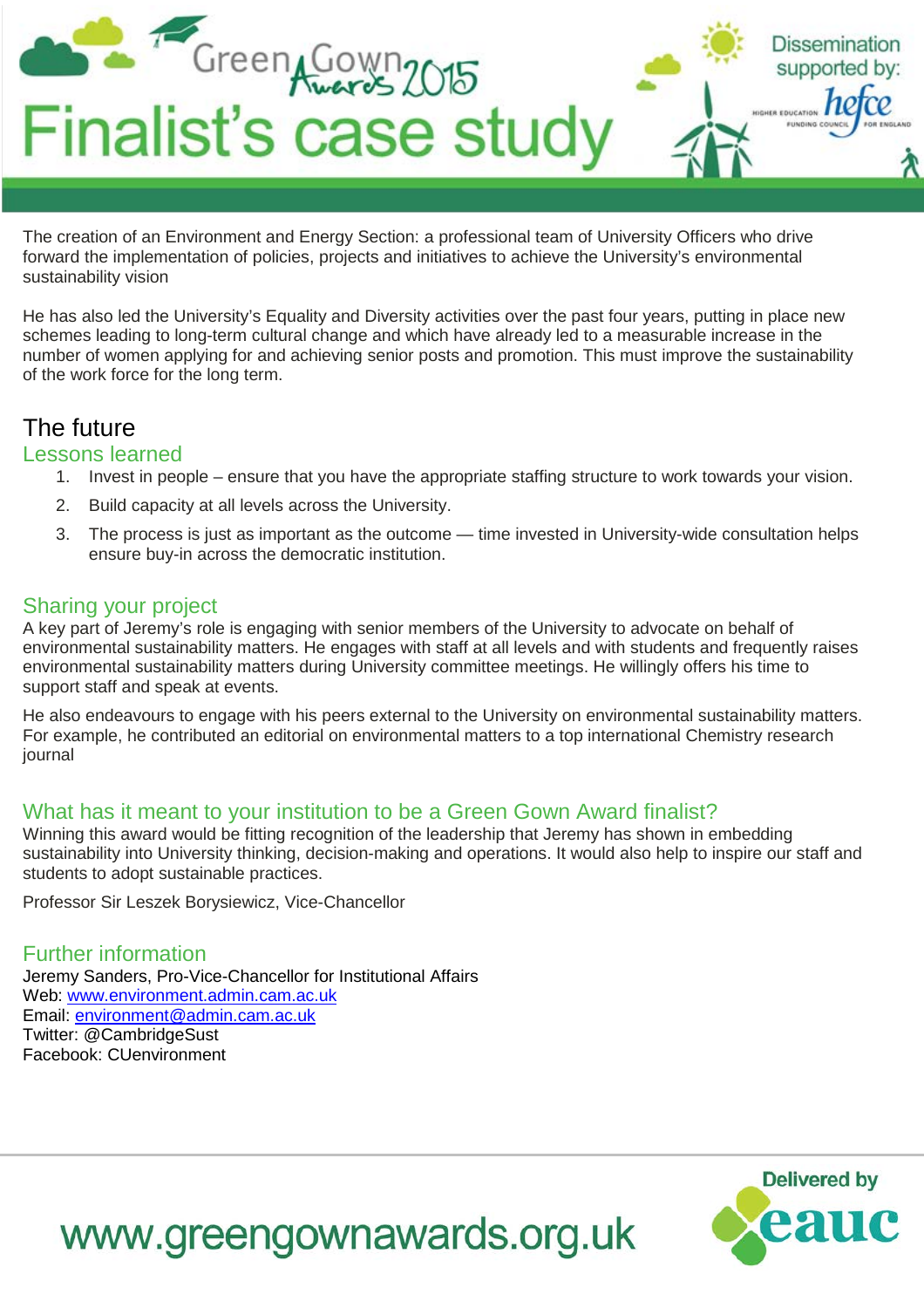The creation of an Environment and Energy Section: a professional team of University Officers who drive forward the implementation of policies, projects and initiatives to achieve the University's environmental sustainability vision

He has also led the University's Equality and Diversity activities over the past four years, putting in place new schemes leading to long-term cultural change and which have already led to a measurable increase in the number of women applying for and achieving senior posts and promotion. This must improve the sustainability of the work force for the long term.

# The future

## Lessons learned

1. Invest in people – ensure that you have the appropriate staffing structure to work towards your vision.
2. Build capacity at all levels across the University.
3. The process is just as important as the outcome — time invested in University-wide consultation helps ensure buy-in across the democratic institution.

## Sharing your project

A key part of Jeremy's role is engaging with senior members of the University to advocate on behalf of environmental sustainability matters. He engages with staff at all levels and with students and frequently raises environmental sustainability matters during University committee meetings. He willingly offers his time to support staff and speak at events.

He also endeavours to engage with his peers external to the University on environmental sustainability matters. For example, he contributed an editorial on environmental matters to a top international Chemistry research journal

## What has it meant to your institution to be a Green Gown Award finalist?

Winning this award would be fitting recognition of the leadership that Jeremy has shown in embedding sustainability into University thinking, decision-making and operations. It would also help to inspire our staff and students to adopt sustainable practices.

Professor Sir Leszek Borysiewicz, Vice-Chancellor

## Further information

Jeremy Sanders, Pro-Vice-Chancellor for Institutional Affairs
Web: www.environment.admin.cam.ac.uk
Email: environment@admin.cam.ac.uk
Twitter: @CambridgeSust
Facebook: CUenvironment